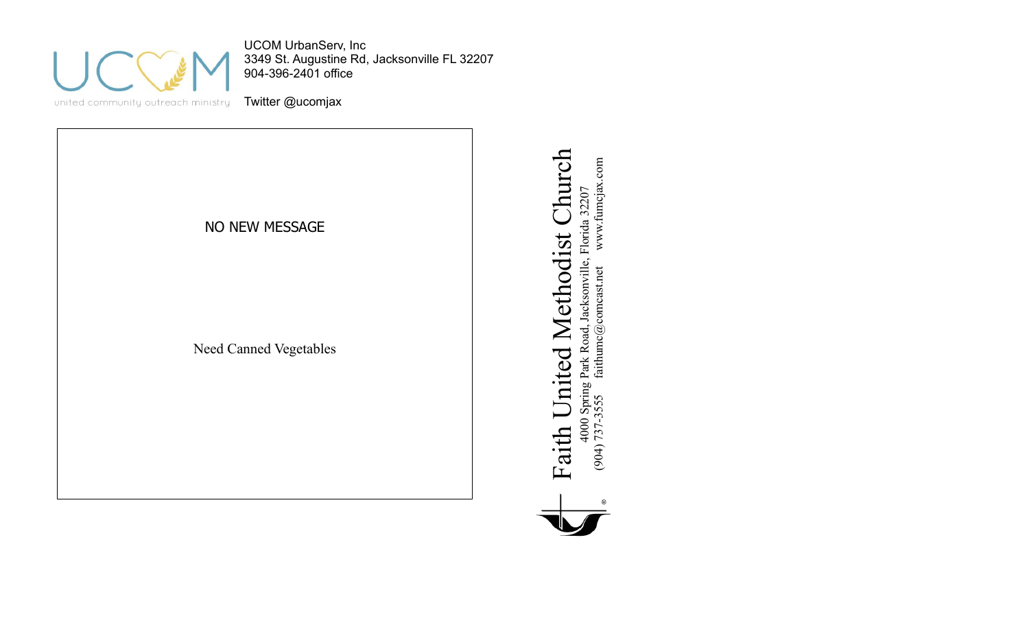UCOM

united community outreach ministry

UCOM UrbanServ, Inc
3349 St. Augustine Rd, Jacksonville FL 32207
904-396-2401 office

Twitter @ucomjax

NO NEW MESSAGE

Need Canned Vegetables

# Faith United Methodist Church

4000 Spring Park Road, Jacksonville, Florida 32207
(904) 737-3555 faithumc@comcast.net www.fumcjax.com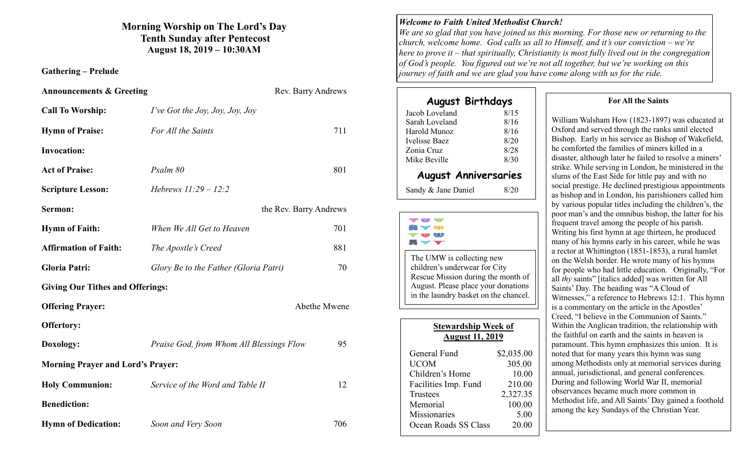# Morning Worship on The Lord's Day
## Tenth Sunday after Pentecost
### August 18, 2019 – 10:30AM

**Gathering – Prelude**

| | | |
|---|---|---|
| **Announcements & Greeting** | | Rev. Barry Andrews |
| **Call To Worship:** | *I've Got the Joy, Joy, Joy, Joy* | |
| **Hymn of Praise:** | *For All the Saints* | 711 |
| **Invocation:** | | |
| **Act of Praise:** | *Psalm 80* | 801 |
| **Scripture Lesson:** | *Hebrews 11:29 – 12:2* | |
| **Sermon:** | | the Rev. Barry Andrews |
| **Hymn of Faith:** | *When We All Get to Heaven* | 701 |
| **Affirmation of Faith:** | *The Apostle's Creed* | 881 |
| **Gloria Patri:** | *Glory Be to the Father (Gloria Patri)* | 70 |
| **Giving Our Tithes and Offerings:** | | |
| **Offering Prayer:** | | Abethe Mwene |
| **Offertory:** | | |
| **Doxology:** | *Praise God, from Whom All Blessings Flow* | 95 |
| **Morning Prayer and Lord's Prayer:** | | |
| **Holy Communion:** | *Service of the Word and Table II* | 12 |
| **Benediction:** | | |
| **Hymn of Dedication:** | *Soon and Very Soon* | 706 |

***Welcome to Faith United Methodist Church!***
*We are so glad that you have joined us this morning. For those new or returning to the church, welcome home. God calls us all to Himself, and it's our conviction – we're here to prove it – that spiritually, Christianity is most fully lived out in the congregation of God's people. You figured out we're not all together, but we're working on this journey of faith and we are glad you have come along with us for the ride.*

## August Birthdays

| | |
|---|---|
| Jacob Loveland | 8/15 |
| Sarah Loveland | 8/16 |
| Harold Munoz | 8/16 |
| Ivelisse Baez | 8/20 |
| Zonia Cruz | 8/28 |
| Mike Beville | 8/30 |

## August Anniversaries

| | |
|---|---|
| Sandy & Jane Daniel | 8/20 |

The UMW is collecting new children's underwear for City Rescue Mission during the month of August. Please place your donations in the laundry basket on the chancel.

**Stewardship Week of August 11, 2019**

| | |
|---|---|
| General Fund | $2,035.00 |
| UCOM | 305.00 |
| Children's Home | 10.00 |
| Facilities Imp. Fund | 210.00 |
| Trustees | 2,327.35 |
| Memorial | 100.00 |
| Missionaries | 5.00 |
| Ocean Roads SS Class | 20.00 |

**For All the Saints**

William Walsham How (1823-1897) was educated at Oxford and served through the ranks until elected Bishop. Early in his service as Bishop of Wakefield, he comforted the families of miners killed in a disaster, although later he failed to resolve a miners' strike. While serving in London, he ministered in the slums of the East Side for little pay and with no social prestige. He declined prestigious appointments as bishop and in London, his parishioners called him by various popular titles including the children's, the poor man's and the omnibus bishop, the latter for his frequent travel among the people of his parish. Writing his first hymn at age thirteen, he produced many of his hymns early in his career, while he was a rector at Whittington (1851-1853), a rural hamlet on the Welsh border. He wrote many of his hymns for people who had little education. Originally, "For all *thy* saints" [italics added] was written for All Saints' Day. The heading was "A Cloud of Witnesses," a reference to Hebrews 12:1. This hymn is a commentary on the article in the Apostles' Creed, "I believe in the Communion of Saints." Within the Anglican tradition, the relationship with the faithful on earth and the saints in heaven is paramount. This hymn emphasizes this union. It is noted that for many years this hymn was sung among Methodists only at memorial services during annual, jurisdictional, and general conferences. During and following World War II, memorial observances became much more common in Methodist life, and All Saints' Day gained a foothold among the key Sundays of the Christian Year.